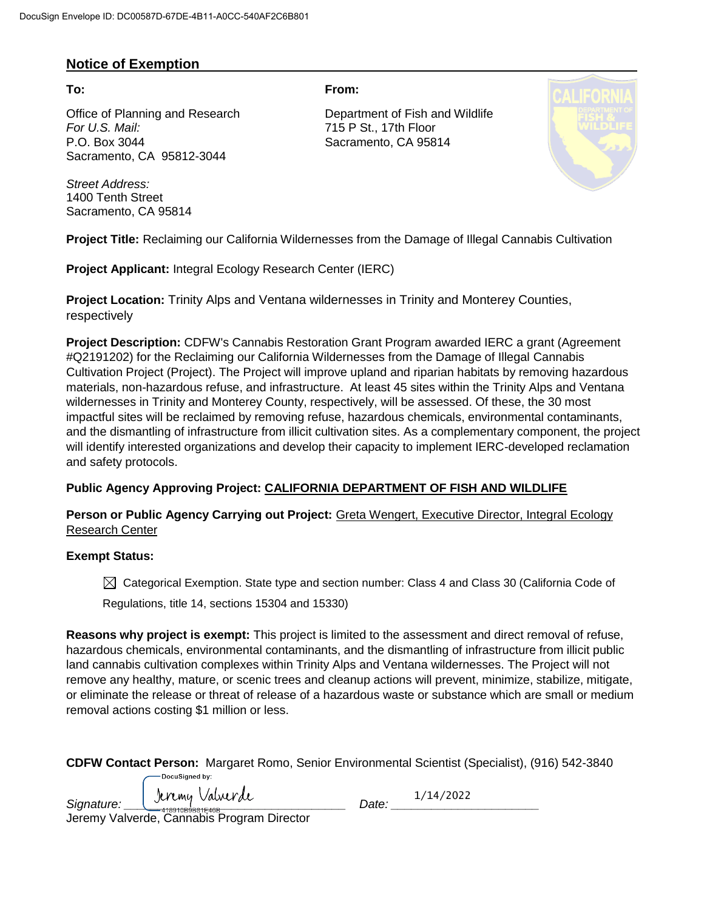## Notice of Exemption

**To:**

Office of Planning and Research
*For U.S. Mail:*
P.O. Box 3044
Sacramento, CA 95812-3044

*Street Address:*
1400 Tenth Street
Sacramento, CA 95814

**From:**

Department of Fish and Wildlife
715 P St., 17th Floor
Sacramento, CA 95814

**Project Title:** Reclaiming our California Wildernesses from the Damage of Illegal Cannabis Cultivation

**Project Applicant:** Integral Ecology Research Center (IERC)

**Project Location:** Trinity Alps and Ventana wildernesses in Trinity and Monterey Counties, respectively

**Project Description:** CDFW's Cannabis Restoration Grant Program awarded IERC a grant (Agreement #Q2191202) for the Reclaiming our California Wildernesses from the Damage of Illegal Cannabis Cultivation Project (Project). The Project will improve upland and riparian habitats by removing hazardous materials, non-hazardous refuse, and infrastructure. At least 45 sites within the Trinity Alps and Ventana wildernesses in Trinity and Monterey County, respectively, will be assessed. Of these, the 30 most impactful sites will be reclaimed by removing refuse, hazardous chemicals, environmental contaminants, and the dismantling of infrastructure from illicit cultivation sites. As a complementary component, the project will identify interested organizations and develop their capacity to implement IERC-developed reclamation and safety protocols.

**Public Agency Approving Project:** CALIFORNIA DEPARTMENT OF FISH AND WILDLIFE

**Person or Public Agency Carrying out Project:** Greta Wengert, Executive Director, Integral Ecology Research Center

**Exempt Status:**

☒ Categorical Exemption. State type and section number: Class 4 and Class 30 (California Code of Regulations, title 14, sections 15304 and 15330)

**Reasons why project is exempt:** This project is limited to the assessment and direct removal of refuse, hazardous chemicals, environmental contaminants, and the dismantling of infrastructure from illicit public land cannabis cultivation complexes within Trinity Alps and Ventana wildernesses. The Project will not remove any healthy, mature, or scenic trees and cleanup actions will prevent, minimize, stabilize, mitigate, or eliminate the release or threat of release of a hazardous waste or substance which are small or medium removal actions costing $1 million or less.

**CDFW Contact Person:** Margaret Romo, Senior Environmental Scientist (Specialist), (916) 542-3840

*Signature:* Jeremy Valverde *Date:* 1/14/2022

Jeremy Valverde, Cannabis Program Director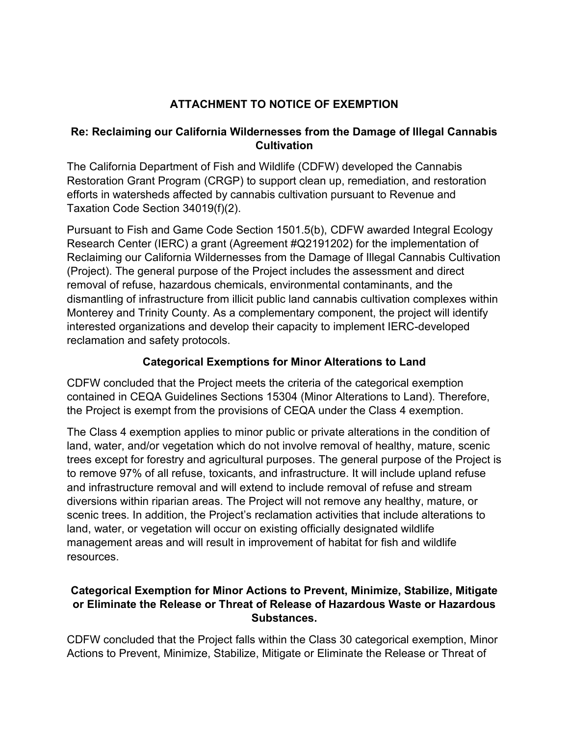## ATTACHMENT TO NOTICE OF EXEMPTION

### Re: Reclaiming our California Wildernesses from the Damage of Illegal Cannabis Cultivation

The California Department of Fish and Wildlife (CDFW) developed the Cannabis Restoration Grant Program (CRGP) to support clean up, remediation, and restoration efforts in watersheds affected by cannabis cultivation pursuant to Revenue and Taxation Code Section 34019(f)(2).

Pursuant to Fish and Game Code Section 1501.5(b), CDFW awarded Integral Ecology Research Center (IERC) a grant (Agreement #Q2191202) for the implementation of Reclaiming our California Wildernesses from the Damage of Illegal Cannabis Cultivation (Project). The general purpose of the Project includes the assessment and direct removal of refuse, hazardous chemicals, environmental contaminants, and the dismantling of infrastructure from illicit public land cannabis cultivation complexes within Monterey and Trinity County. As a complementary component, the project will identify interested organizations and develop their capacity to implement IERC-developed reclamation and safety protocols.

### Categorical Exemptions for Minor Alterations to Land

CDFW concluded that the Project meets the criteria of the categorical exemption contained in CEQA Guidelines Sections 15304 (Minor Alterations to Land). Therefore, the Project is exempt from the provisions of CEQA under the Class 4 exemption.

The Class 4 exemption applies to minor public or private alterations in the condition of land, water, and/or vegetation which do not involve removal of healthy, mature, scenic trees except for forestry and agricultural purposes. The general purpose of the Project is to remove 97% of all refuse, toxicants, and infrastructure. It will include upland refuse and infrastructure removal and will extend to include removal of refuse and stream diversions within riparian areas. The Project will not remove any healthy, mature, or scenic trees. In addition, the Project's reclamation activities that include alterations to land, water, or vegetation will occur on existing officially designated wildlife management areas and will result in improvement of habitat for fish and wildlife resources.

### Categorical Exemption for Minor Actions to Prevent, Minimize, Stabilize, Mitigate or Eliminate the Release or Threat of Release of Hazardous Waste or Hazardous Substances.

CDFW concluded that the Project falls within the Class 30 categorical exemption, Minor Actions to Prevent, Minimize, Stabilize, Mitigate or Eliminate the Release or Threat of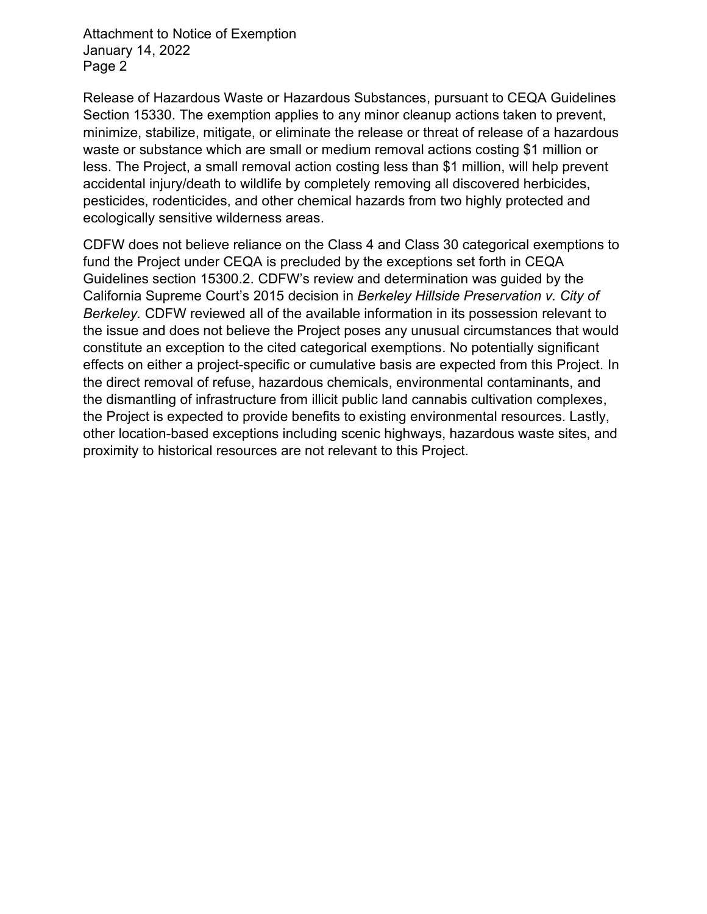Release of Hazardous Waste or Hazardous Substances, pursuant to CEQA Guidelines Section 15330. The exemption applies to any minor cleanup actions taken to prevent, minimize, stabilize, mitigate, or eliminate the release or threat of release of a hazardous waste or substance which are small or medium removal actions costing $1 million or less. The Project, a small removal action costing less than $1 million, will help prevent accidental injury/death to wildlife by completely removing all discovered herbicides, pesticides, rodenticides, and other chemical hazards from two highly protected and ecologically sensitive wilderness areas.

CDFW does not believe reliance on the Class 4 and Class 30 categorical exemptions to fund the Project under CEQA is precluded by the exceptions set forth in CEQA Guidelines section 15300.2. CDFW's review and determination was guided by the California Supreme Court's 2015 decision in *Berkeley Hillside Preservation v. City of Berkeley.* CDFW reviewed all of the available information in its possession relevant to the issue and does not believe the Project poses any unusual circumstances that would constitute an exception to the cited categorical exemptions. No potentially significant effects on either a project-specific or cumulative basis are expected from this Project. In the direct removal of refuse, hazardous chemicals, environmental contaminants, and the dismantling of infrastructure from illicit public land cannabis cultivation complexes, the Project is expected to provide benefits to existing environmental resources. Lastly, other location-based exceptions including scenic highways, hazardous waste sites, and proximity to historical resources are not relevant to this Project.